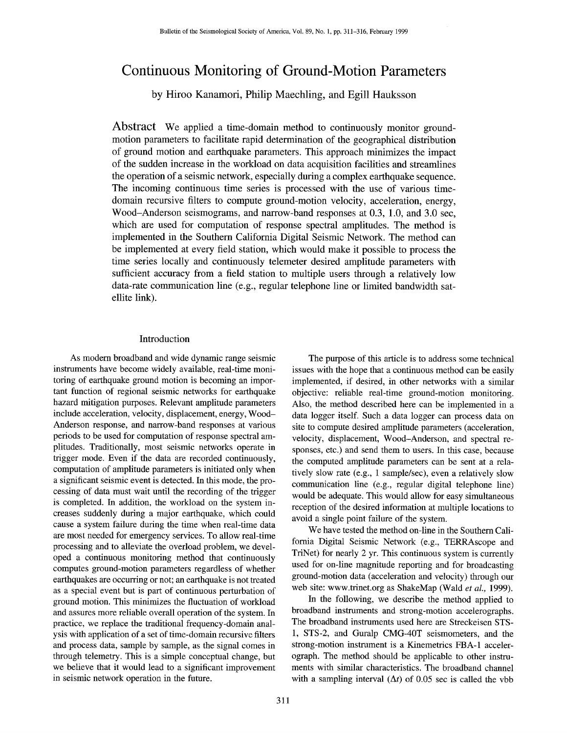# Continuous Monitoring of Ground-Motion Parameters

by Hiroo Kanamori, Philip Maechling, and Egill Hauksson

**Abstract** We applied a time-domain method to continuously monitor ground-motion parameters to facilitate rapid determination of the geographical distribution of ground motion and earthquake parameters. This approach minimizes the impact of the sudden increase in the workload on data acquisition facilities and streamlines the operation of a seismic network, especially during a complex earthquake sequence. The incoming continuous time series is processed with the use of various time-domain recursive filters to compute ground-motion velocity, acceleration, energy, Wood–Anderson seismograms, and narrow-band responses at 0.3, 1.0, and 3.0 sec, which are used for computation of response spectral amplitudes. The method is implemented in the Southern California Digital Seismic Network. The method can be implemented at every field station, which would make it possible to process the time series locally and continuously telemeter desired amplitude parameters with sufficient accuracy from a field station to multiple users through a relatively low data-rate communication line (e.g., regular telephone line or limited bandwidth satellite link).

## Introduction

As modern broadband and wide dynamic range seismic instruments have become widely available, real-time monitoring of earthquake ground motion is becoming an important function of regional seismic networks for earthquake hazard mitigation purposes. Relevant amplitude parameters include acceleration, velocity, displacement, energy, Wood–Anderson response, and narrow-band responses at various periods to be used for computation of response spectral amplitudes. Traditionally, most seismic networks operate in trigger mode. Even if the data are recorded continuously, computation of amplitude parameters is initiated only when a significant seismic event is detected. In this mode, the processing of data must wait until the recording of the trigger is completed. In addition, the workload on the system increases suddenly during a major earthquake, which could cause a system failure during the time when real-time data are most needed for emergency services. To allow real-time processing and to alleviate the overload problem, we developed a continuous monitoring method that continuously computes ground-motion parameters regardless of whether earthquakes are occurring or not; an earthquake is not treated as a special event but is part of continuous perturbation of ground motion. This minimizes the fluctuation of workload and assures more reliable overall operation of the system. In practice, we replace the traditional frequency-domain analysis with application of a set of time-domain recursive filters and process data, sample by sample, as the signal comes in through telemetry. This is a simple conceptual change, but we believe that it would lead to a significant improvement in seismic network operation in the future.

The purpose of this article is to address some technical issues with the hope that a continuous method can be easily implemented, if desired, in other networks with a similar objective: reliable real-time ground-motion monitoring. Also, the method described here can be implemented in a data logger itself. Such a data logger can process data on site to compute desired amplitude parameters (acceleration, velocity, displacement, Wood–Anderson, and spectral responses, etc.) and send them to users. In this case, because the computed amplitude parameters can be sent at a relatively slow rate (e.g., 1 sample/sec), even a relatively slow communication line (e.g., regular digital telephone line) would be adequate. This would allow for easy simultaneous reception of the desired information at multiple locations to avoid a single point failure of the system.

We have tested the method on-line in the Southern California Digital Seismic Network (e.g., TERRAscope and TriNet) for nearly 2 yr. This continuous system is currently used for on-line magnitude reporting and for broadcasting ground-motion data (acceleration and velocity) through our web site: www.trinet.org as ShakeMap (Wald *et al.*, 1999).

In the following, we describe the method applied to broadband instruments and strong-motion accelerographs. The broadband instruments used here are Streckeisen STS-1, STS-2, and Guralp CMG-40T seismometers, and the strong-motion instrument is a Kinemetrics FBA-1 accelerograph. The method should be applicable to other instruments with similar characteristics. The broadband channel with a sampling interval ($\Delta t$) of 0.05 sec is called the vbb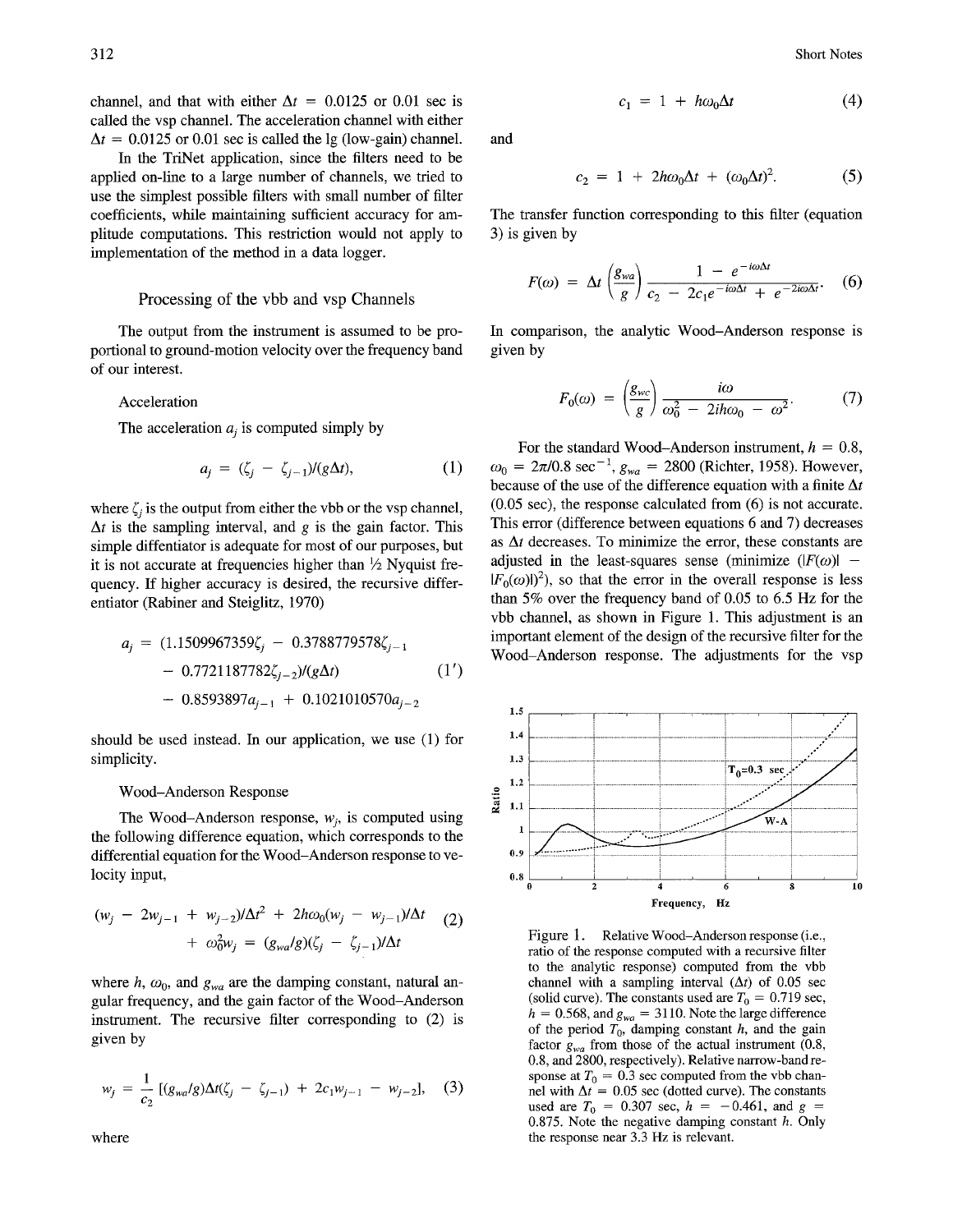channel, and that with either $\Delta t = 0.0125$ or 0.01 sec is called the vsp channel. The acceleration channel with either $\Delta t = 0.0125$ or 0.01 sec is called the lg (low-gain) channel.

In the TriNet application, since the filters need to be applied on-line to a large number of channels, we tried to use the simplest possible filters with small number of filter coefficients, while maintaining sufficient accuracy for amplitude computations. This restriction would not apply to implementation of the method in a data logger.

## Processing of the vbb and vsp Channels

The output from the instrument is assumed to be proportional to ground-motion velocity over the frequency band of our interest.

### Acceleration

The acceleration $a_j$ is computed simply by

$$a_j = (\zeta_j - \zeta_{j-1})/(g\Delta t), \tag{1}$$

where $\zeta_j$ is the output from either the vbb or the vsp channel, $\Delta t$ is the sampling interval, and $g$ is the gain factor. This simple diffentiator is adequate for most of our purposes, but it is not accurate at frequencies higher than ½ Nyquist frequency. If higher accuracy is desired, the recursive differentiator (Rabiner and Steiglitz, 1970)

$$\begin{aligned} a_j = {} & (1.1509967359\zeta_j - 0.3788779578\zeta_{j-1} \\ & - 0.7721187782\zeta_{j-2})/(g\Delta t) \\ & - 0.8593897a_{j-1} + 0.1021010570a_{j-2} \end{aligned} \tag{1'}$$

should be used instead. In our application, we use (1) for simplicity.

### Wood–Anderson Response

The Wood–Anderson response, $w_j$, is computed using the following difference equation, which corresponds to the differential equation for the Wood–Anderson response to velocity input,

$$\begin{aligned} (w_j - 2w_{j-1} + w_{j-2})/\Delta t^2 + 2h\omega_0(w_j - w_{j-1})/\Delta t \\ + \omega_0^2 w_j = (g_{wa}/g)(\zeta_j - \zeta_{j-1})/\Delta t \end{aligned} \tag{2}$$

where $h$, $\omega_0$, and $g_{wa}$ are the damping constant, natural angular frequency, and the gain factor of the Wood–Anderson instrument. The recursive filter corresponding to (2) is given by

$$w_j = \frac{1}{c_2}\,[(g_{wa}/g)\Delta t(\zeta_j - \zeta_{j-1}) + 2c_1 w_{j-1} - w_{j-2}], \tag{3}$$

where

$$c_1 = 1 + h\omega_0\Delta t \tag{4}$$

and

$$c_2 = 1 + 2h\omega_0\Delta t + (\omega_0\Delta t)^2. \tag{5}$$

The transfer function corresponding to this filter (equation 3) is given by

$$F(\omega) = \Delta t \left(\frac{g_{wa}}{g}\right) \frac{1 - e^{-i\omega\Delta t}}{c_2 - 2c_1 e^{-i\omega\Delta t} + e^{-2i\omega\Delta t}}. \tag{6}$$

In comparison, the analytic Wood–Anderson response is given by

$$F_0(\omega) = \left(\frac{g_{wc}}{g}\right) \frac{i\omega}{\omega_0^2 - 2ih\omega_0 - \omega^2}. \tag{7}$$

For the standard Wood–Anderson instrument, $h = 0.8$, $\omega_0 = 2\pi/0.8$ sec$^{-1}$, $g_{wa} = 2800$ (Richter, 1958). However, because of the use of the difference equation with a finite $\Delta t$ (0.05 sec), the response calculated from (6) is not accurate. This error (difference between equations 6 and 7) decreases as $\Delta t$ decreases. To minimize the error, these constants are adjusted in the least-squares sense (minimize $(|F(\omega)| - |F_0(\omega)|)^2$), so that the error in the overall response is less than 5% over the frequency band of 0.05 to 6.5 Hz for the vbb channel, as shown in Figure 1. This adjustment is an important element of the design of the recursive filter for the Wood–Anderson response. The adjustments for the vsp

Ratio
1.5
1.4
1.3
1.2
1.1
1
0.9
0.8
0
2
4
6
8
10
Frequency, Hz
$T_0$=0.3 sec
W-A

Figure 1. Relative Wood–Anderson response (i.e., ratio of the response computed with a recursive filter to the analytic response) computed from the vbb channel with a sampling interval ($\Delta t$) of 0.05 sec (solid curve). The constants used are $T_0 = 0.719$ sec, $h = 0.568$, and $g_{wa} = 3110$. Note the large difference of the period $T_0$, damping constant $h$, and the gain factor $g_{wa}$ from those of the actual instrument (0.8, 0.8, and 2800, respectively). Relative narrow-band response at $T_0 = 0.3$ sec computed from the vbb channel with $\Delta t = 0.05$ sec (dotted curve). The constants used are $T_0 = 0.307$ sec, $h = -0.461$, and $g = 0.875$. Note the negative damping constant $h$. Only the response near 3.3 Hz is relevant.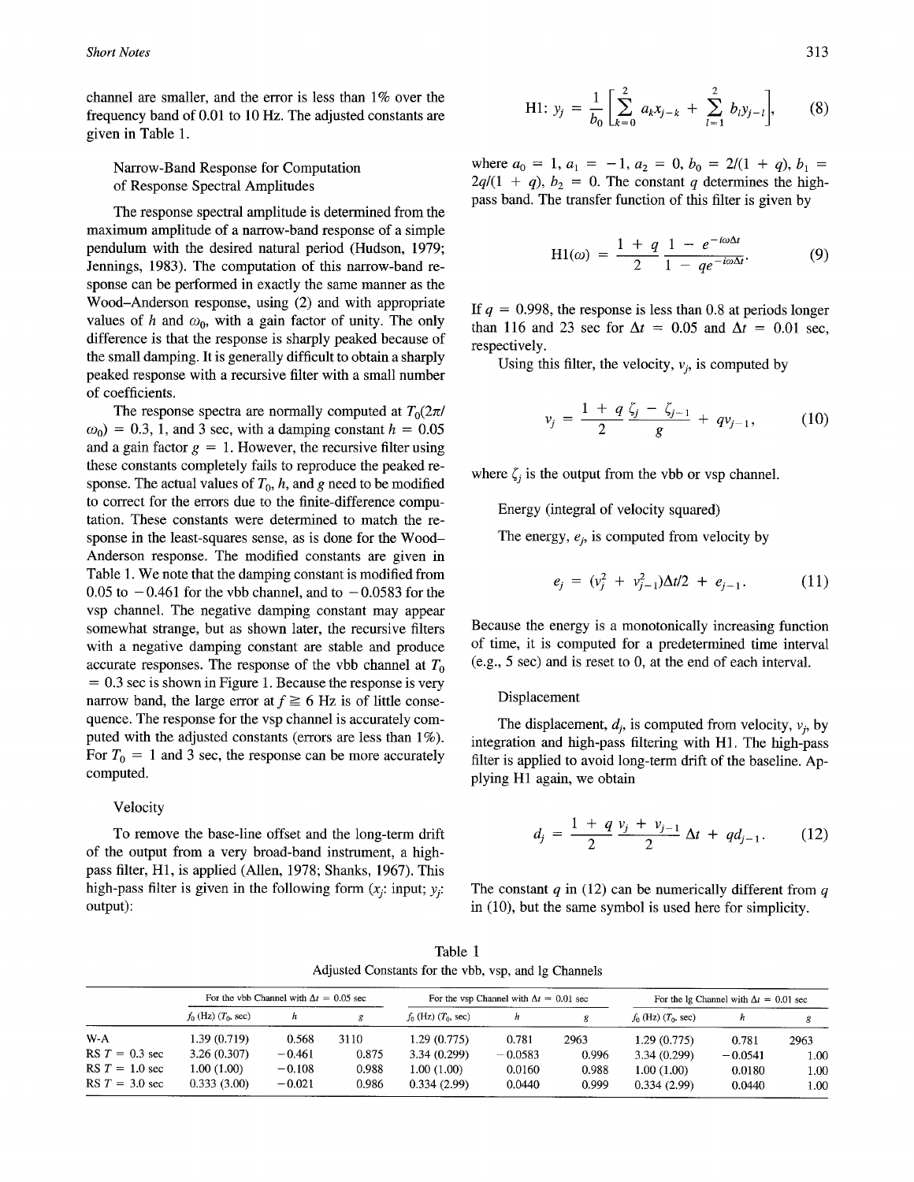channel are smaller, and the error is less than 1% over the frequency band of 0.01 to 10 Hz. The adjusted constants are given in Table 1.

### Narrow-Band Response for Computation of Response Spectral Amplitudes

The response spectral amplitude is determined from the maximum amplitude of a narrow-band response of a simple pendulum with the desired natural period (Hudson, 1979; Jennings, 1983). The computation of this narrow-band response can be performed in exactly the same manner as the Wood–Anderson response, using (2) and with appropriate values of $h$ and $\omega_0$, with a gain factor of unity. The only difference is that the response is sharply peaked because of the small damping. It is generally difficult to obtain a sharply peaked response with a recursive filter with a small number of coefficients.

The response spectra are normally computed at $T_0(2\pi/\omega_0) = 0.3$, 1, and 3 sec, with a damping constant $h = 0.05$ and a gain factor $g = 1$. However, the recursive filter using these constants completely fails to reproduce the peaked response. The actual values of $T_0$, $h$, and $g$ need to be modified to correct for the errors due to the finite-difference computation. These constants were determined to match the response in the least-squares sense, as is done for the Wood–Anderson response. The modified constants are given in Table 1. We note that the damping constant is modified from 0.05 to $-0.461$ for the vbb channel, and to $-0.0583$ for the vsp channel. The negative damping constant may appear somewhat strange, but as shown later, the recursive filters with a negative damping constant are stable and produce accurate responses. The response of the vbb channel at $T_0 = 0.3$ sec is shown in Figure 1. Because the response is very narrow band, the large error at $f \geqq 6$ Hz is of little consequence. The response for the vsp channel is accurately computed with the adjusted constants (errors are less than 1%). For $T_0 = 1$ and 3 sec, the response can be more accurately computed.

### Velocity

To remove the base-line offset and the long-term drift of the output from a very broad-band instrument, a high-pass filter, H1, is applied (Allen, 1978; Shanks, 1967). This high-pass filter is given in the following form ($x_j$: input; $y_j$: output):

$$\text{H1: } y_j = \frac{1}{b_0}\left[\sum_{k=0}^{2} a_k x_{j-k} + \sum_{l=1}^{2} b_l y_{j-l}\right], \tag{8}$$

where $a_0 = 1$, $a_1 = -1$, $a_2 = 0$, $b_0 = 2/(1 + q)$, $b_1 = 2q/(1 + q)$, $b_2 = 0$. The constant $q$ determines the high-pass band. The transfer function of this filter is given by

$$\text{H1}(\omega) = \frac{1 + q}{2}\frac{1 - e^{-i\omega\Delta t}}{1 - qe^{-i\omega\Delta t}}. \tag{9}$$

If $q = 0.998$, the response is less than 0.8 at periods longer than 116 and 23 sec for $\Delta t = 0.05$ and $\Delta t = 0.01$ sec, respectively.

Using this filter, the velocity, $v_j$, is computed by

$$v_j = \frac{1 + q}{2}\frac{\zeta_j - \zeta_{j-1}}{g} + qv_{j-1}, \tag{10}$$

where $\zeta_j$ is the output from the vbb or vsp channel.

### Energy (integral of velocity squared)

The energy, $e_j$, is computed from velocity by

$$e_j = (v_j^2 + v_{j-1}^2)\Delta t/2 + e_{j-1}. \tag{11}$$

Because the energy is a monotonically increasing function of time, it is computed for a predetermined time interval (e.g., 5 sec) and is reset to 0, at the end of each interval.

### Displacement

The displacement, $d_j$, is computed from velocity, $v_j$, by integration and high-pass filtering with H1. The high-pass filter is applied to avoid long-term drift of the baseline. Applying H1 again, we obtain

$$d_j = \frac{1 + q}{2}\frac{v_j + v_{j-1}}{2}\Delta t + qd_{j-1}. \tag{12}$$

The constant $q$ in (12) can be numerically different from $q$ in (10), but the same symbol is used here for simplicity.

Table 1
Adjusted Constants for the vbb, vsp, and lg Channels

| | For the vbb Channel with $\Delta t = 0.05$ sec | | | For the vsp Channel with $\Delta t = 0.01$ sec | | | For the lg Channel with $\Delta t = 0.01$ sec | | |
|---|---|---|---|---|---|---|---|---|---|
| | $f_0$ (Hz) ($T_0$, sec) | $h$ | $g$ | $f_0$ (Hz) ($T_0$, sec) | $h$ | $g$ | $f_0$ (Hz) ($T_0$, sec) | $h$ | $g$ |
| W-A | 1.39 (0.719) | 0.568 | 3110 | 1.29 (0.775) | 0.781 | 2963 | 1.29 (0.775) | 0.781 | 2963 |
| RS $T$ = 0.3 sec | 3.26 (0.307) | −0.461 | 0.875 | 3.34 (0.299) | −0.0583 | 0.996 | 3.34 (0.299) | −0.0541 | 1.00 |
| RS $T$ = 1.0 sec | 1.00 (1.00) | −0.108 | 0.988 | 1.00 (1.00) | 0.0160 | 0.988 | 1.00 (1.00) | 0.0180 | 1.00 |
| RS $T$ = 3.0 sec | 0.333 (3.00) | −0.021 | 0.986 | 0.334 (2.99) | 0.0440 | 0.999 | 0.334 (2.99) | 0.0440 | 1.00 |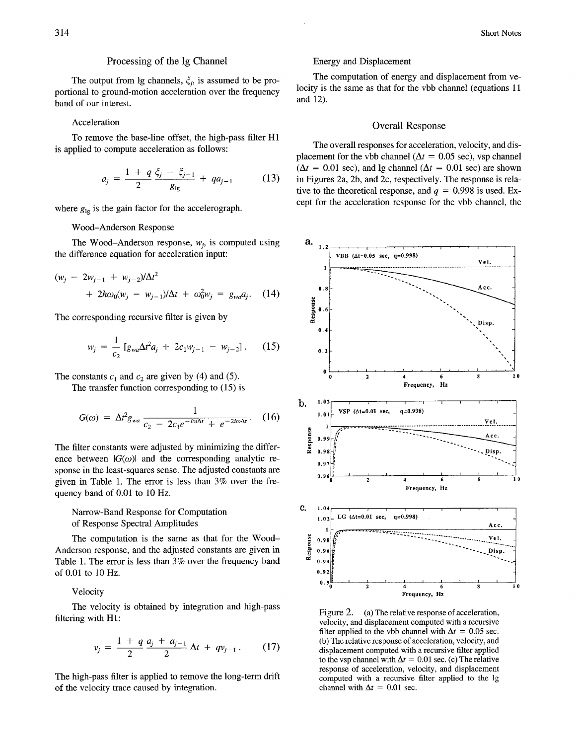### Processing of the lg Channel

The output from lg channels, $\xi_j$, is assumed to be proportional to ground-motion acceleration over the frequency band of our interest.

#### Acceleration

To remove the base-line offset, the high-pass filter H1 is applied to compute acceleration as follows:

$$a_j = \frac{1+q}{2} \frac{\xi_j - \xi_{j-1}}{g_{\mathrm{lg}}} + q a_{j-1} \tag{13}$$

where $g_{\mathrm{lg}}$ is the gain factor for the accelerograph.

#### Wood–Anderson Response

The Wood–Anderson response, $w_j$, is computed using the difference equation for acceleration input:

$$(w_j - 2w_{j-1} + w_{j-2})/\Delta t^2 + 2h\omega_0(w_j - w_{j-1})/\Delta t + \omega_0^2 w_j = g_{wa} a_j. \tag{14}$$

The corresponding recursive filter is given by

$$w_j = \frac{1}{c_2} [g_{wa} \Delta t^2 a_j + 2c_1 w_{j-1} - w_{j-2}]. \tag{15}$$

The constants $c_1$ and $c_2$ are given by (4) and (5).

The transfer function corresponding to (15) is

$$G(\omega) = \Delta t^2 g_{wa} \frac{1}{c_2 - 2c_1 e^{-i\omega\Delta t} + e^{-2i\omega\Delta t}}. \tag{16}$$

The filter constants were adjusted by minimizing the difference between $|G(\omega)|$ and the corresponding analytic response in the least-squares sense. The adjusted constants are given in Table 1. The error is less than 3% over the frequency band of 0.01 to 10 Hz.

#### Narrow-Band Response for Computation of Response Spectral Amplitudes

The computation is the same as that for the Wood–Anderson response, and the adjusted constants are given in Table 1. The error is less than 3% over the frequency band of 0.01 to 10 Hz.

#### Velocity

The velocity is obtained by integration and high-pass filtering with H1:

$$v_j = \frac{1+q}{2} \frac{a_j + a_{j-1}}{2} \Delta t + q v_{j-1}. \tag{17}$$

The high-pass filter is applied to remove the long-term drift of the velocity trace caused by integration.

#### Energy and Displacement

The computation of energy and displacement from velocity is the same as that for the vbb channel (equations 11 and 12).

### Overall Response

The overall responses for acceleration, velocity, and displacement for the vbb channel ($\Delta t = 0.05$ sec), vsp channel ($\Delta t = 0.01$ sec), and lg channel ($\Delta t = 0.01$ sec) are shown in Figures 2a, 2b, and 2c, respectively. The response is relative to the theoretical response, and $q = 0.998$ is used. Except for the acceleration response for the vbb channel, the

a.
VBB (Δt=0.05 sec, q=0.998)
Vel.
Acc.
Disp.
Response
Frequency, Hz

b.
VSP (Δt=0.01 sec, q=0.998)
Vel.
Acc.
Disp.
Response
Frequency, Hz

c.
LG (Δt=0.01 sec, q=0.998)
Acc.
Vel.
Disp.
Response
Frequency, Hz

Figure 2. (a) The relative response of acceleration, velocity, and displacement computed with a recursive filter applied to the vbb channel with $\Delta t = 0.05$ sec. (b) The relative response of acceleration, velocity, and displacement computed with a recursive filter applied to the vsp channel with $\Delta t = 0.01$ sec. (c) The relative response of acceleration, velocity, and displacement computed with a recursive filter applied to the lg channel with $\Delta t = 0.01$ sec.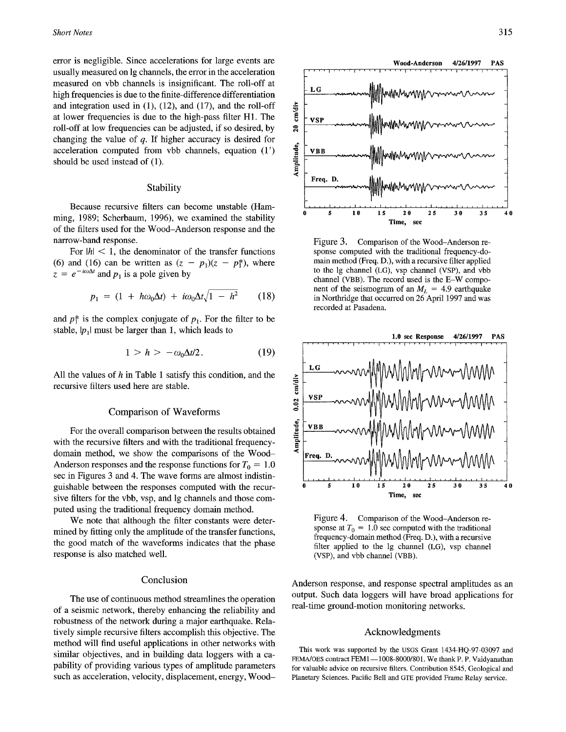error is negligible. Since accelerations for large events are usually measured on lg channels, the error in the acceleration measured on vbb channels is insignificant. The roll-off at high frequencies is due to the finite-difference differentiation and integration used in (1), (12), and (17), and the roll-off at lower frequencies is due to the high-pass filter H1. The roll-off at low frequencies can be adjusted, if so desired, by changing the value of $q$. If higher accuracy is desired for acceleration computed from vbb channels, equation (1′) should be used instead of (1).

## Stability

Because recursive filters can become unstable (Hamming, 1989; Scherbaum, 1996), we examined the stability of the filters used for the Wood–Anderson response and the narrow-band response.

For $|h| < 1$, the denominator of the transfer functions (6) and (16) can be written as $(z - p_1)(z - p_1^*)$, where $z = e^{-i\omega\Delta t}$ and $p_1$ is a pole given by

$$p_1 = (1 + h\omega_0\Delta t) + i\omega_0\Delta t\sqrt{1 - h^2} \qquad (18)$$

and $p_1^*$ is the complex conjugate of $p_1$. For the filter to be stable, $|p_1|$ must be larger than 1, which leads to

$$1 > h > -\omega_0\Delta t/2. \qquad (19)$$

All the values of $h$ in Table 1 satisfy this condition, and the recursive filters used here are stable.

## Comparison of Waveforms

For the overall comparison between the results obtained with the recursive filters and with the traditional frequency-domain method, we show the comparisons of the Wood–Anderson responses and the response functions for $T_0 = 1.0$ sec in Figures 3 and 4. The wave forms are almost indistinguishable between the responses computed with the recursive filters for the vbb, vsp, and lg channels and those computed using the traditional frequency domain method.

We note that although the filter constants were determined by fitting only the amplitude of the transfer functions, the good match of the waveforms indicates that the phase response is also matched well.

Wood-Anderson 4/26/1997 PAS

LG
VSP
VBB
Freq. D.

Amplitude, 20 cm/div

0 5 10 15 20 25 30 35 40

Time, sec

Figure 3. Comparison of the Wood–Anderson response computed with the traditional frequency-domain method (Freq. D.), with a recursive filter applied to the lg channel (LG), vsp channel (VSP), and vbb channel (VBB). The record used is the E–W component of the seismogram of an $M_L = 4.9$ earthquake in Northridge that occurred on 26 April 1997 and was recorded at Pasadena.

1.0 sec Response 4/26/1997 PAS

LG
VSP
VBB
Freq. D.

Amplitude, 0.02 cm/div

0 5 10 15 20 25 30 35 40

Time, sec

Figure 4. Comparison of the Wood–Anderson response at $T_0 = 1.0$ sec computed with the traditional frequency-domain method (Freq. D.), with a recursive filter applied to the lg channel (LG), vsp channel (VSP), and vbb channel (VBB).

## Conclusion

The use of continuous method streamlines the operation of a seismic network, thereby enhancing the reliability and robustness of the network during a major earthquake. Relatively simple recursive filters accomplish this objective. The method will find useful applications in other networks with similar objectives, and in building data loggers with a capability of providing various types of amplitude parameters such as acceleration, velocity, displacement, energy, Wood–Anderson response, and response spectral amplitudes as an output. Such data loggers will have broad applications for real-time ground-motion monitoring networks.

## Acknowledgments

This work was supported by the USGS Grant 1434-HQ-97-03097 and FEMA/OES contract FEM1—1008-8000/801. We thank P. P. Vaidyanathan for valuable advice on recursive filters. Contribution 8545, Geological and Planetary Sciences. Pacific Bell and GTE provided Frame Relay service.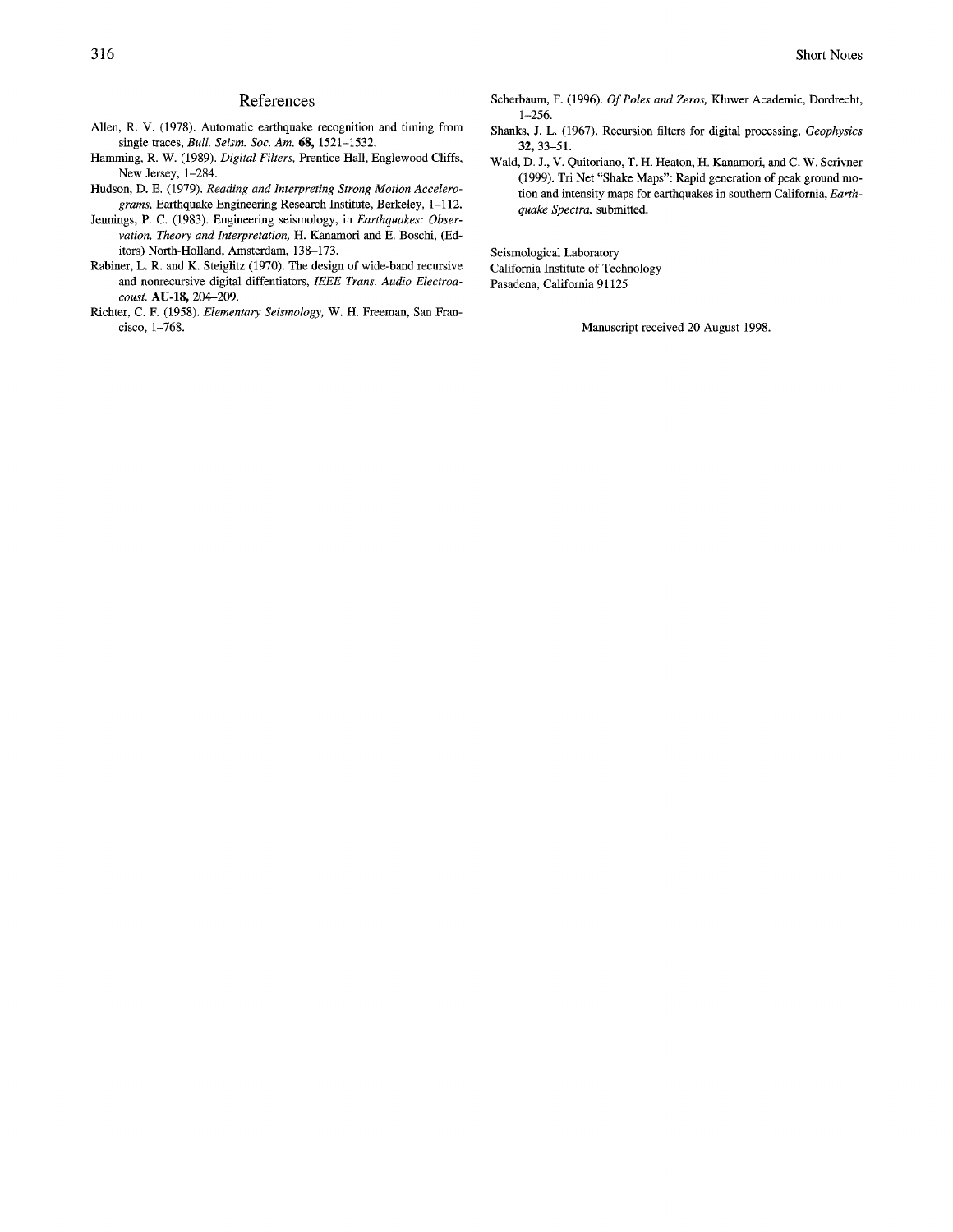## References

Allen, R. V. (1978). Automatic earthquake recognition and timing from single traces, *Bull. Seism. Soc. Am.* **68,** 1521–1532.

Hamming, R. W. (1989). *Digital Filters,* Prentice Hall, Englewood Cliffs, New Jersey, 1–284.

Hudson, D. E. (1979). *Reading and Interpreting Strong Motion Accelerograms,* Earthquake Engineering Research Institute, Berkeley, 1–112.

Jennings, P. C. (1983). Engineering seismology, in *Earthquakes: Observation, Theory and Interpretation,* H. Kanamori and E. Boschi, (Editors) North-Holland, Amsterdam, 138–173.

Rabiner, L. R. and K. Steiglitz (1970). The design of wide-band recursive and nonrecursive digital diffentiators, *IEEE Trans. Audio Electroacoust.* **AU-18,** 204–209.

Richter, C. F. (1958). *Elementary Seismology,* W. H. Freeman, San Francisco, 1–768.

Scherbaum, F. (1996). *Of Poles and Zeros,* Kluwer Academic, Dordrecht, 1–256.

Shanks, J. L. (1967). Recursion filters for digital processing, *Geophysics* **32,** 33–51.

Wald, D. J., V. Quitoriano, T. H. Heaton, H. Kanamori, and C. W. Scrivner (1999). Tri Net "Shake Maps": Rapid generation of peak ground motion and intensity maps for earthquakes in southern California, *Earthquake Spectra,* submitted.

Seismological Laboratory
California Institute of Technology
Pasadena, California 91125

Manuscript received 20 August 1998.